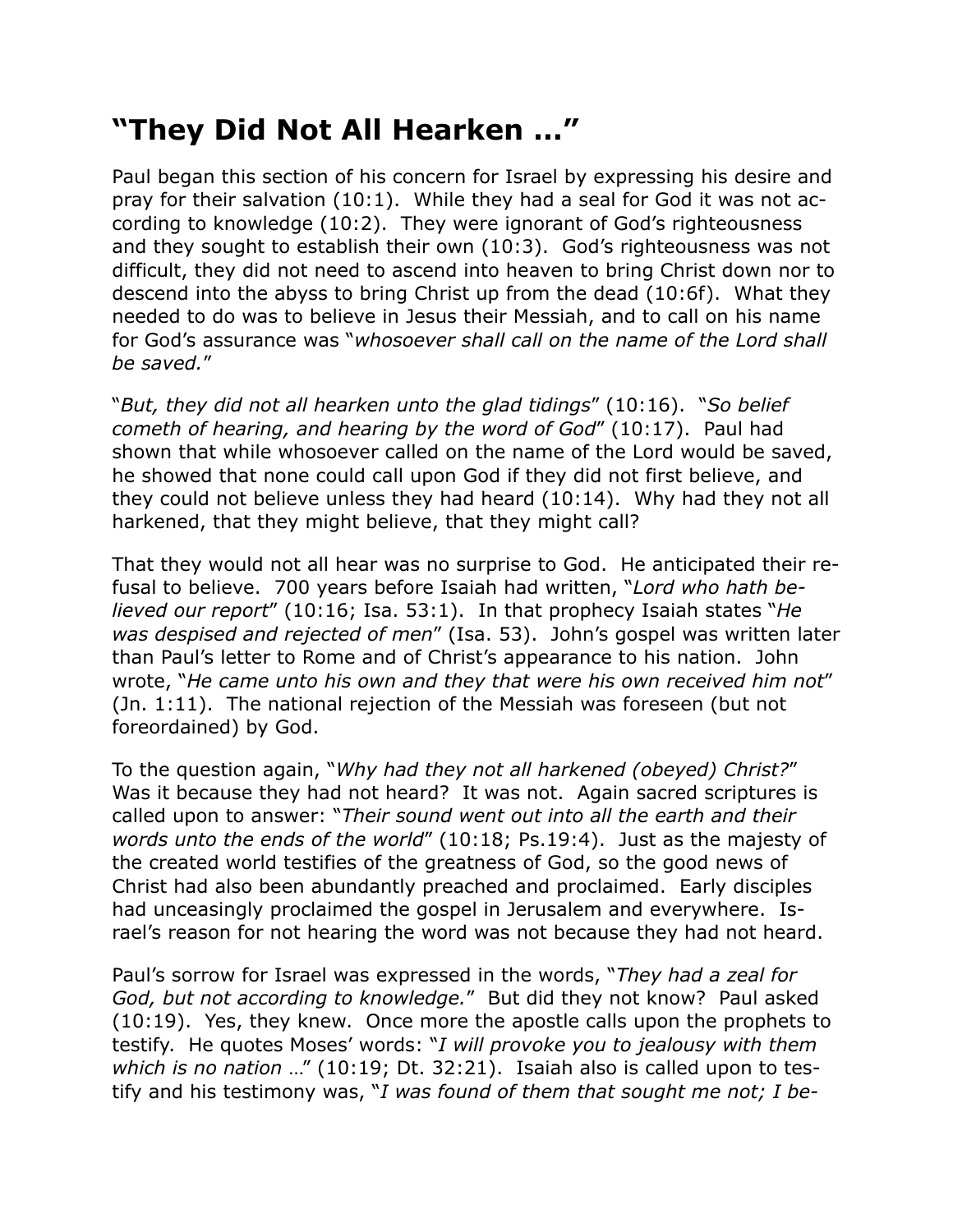# "They Did Not All Hearken …"

Paul began this section of his concern for Israel by expressing his desire and pray for their salvation (10:1). While they had a seal for God it was not according to knowledge (10:2). They were ignorant of God's righteousness and they sought to establish their own (10:3). God's righteousness was not difficult, they did not need to ascend into heaven to bring Christ down nor to descend into the abyss to bring Christ up from the dead (10:6f). What they needed to do was to believe in Jesus their Messiah, and to call on his name for God's assurance was "*whosoever shall call on the name of the Lord shall be saved.*"

"*But, they did not all hearken unto the glad tidings*" (10:16). "*So belief cometh of hearing, and hearing by the word of God*" (10:17). Paul had shown that while whosoever called on the name of the Lord would be saved, he showed that none could call upon God if they did not first believe, and they could not believe unless they had heard (10:14). Why had they not all harkened, that they might believe, that they might call?

That they would not all hear was no surprise to God. He anticipated their refusal to believe. 700 years before Isaiah had written, "*Lord who hath believed our report*" (10:16; Isa. 53:1). In that prophecy Isaiah states "*He was despised and rejected of men*" (Isa. 53). John's gospel was written later than Paul's letter to Rome and of Christ's appearance to his nation. John wrote, "*He came unto his own and they that were his own received him not*" (Jn. 1:11). The national rejection of the Messiah was foreseen (but not foreordained) by God.

To the question again, "*Why had they not all harkened (obeyed) Christ?*" Was it because they had not heard? It was not. Again sacred scriptures is called upon to answer: "*Their sound went out into all the earth and their words unto the ends of the world*" (10:18; Ps.19:4). Just as the majesty of the created world testifies of the greatness of God, so the good news of Christ had also been abundantly preached and proclaimed. Early disciples had unceasingly proclaimed the gospel in Jerusalem and everywhere. Israel's reason for not hearing the word was not because they had not heard.

Paul's sorrow for Israel was expressed in the words, "*They had a zeal for God, but not according to knowledge.*" But did they not know? Paul asked (10:19). Yes, they knew. Once more the apostle calls upon the prophets to testify. He quotes Moses' words: "*I will provoke you to jealousy with them which is no nation* …" (10:19; Dt. 32:21). Isaiah also is called upon to testify and his testimony was, "*I was found of them that sought me not; I be-*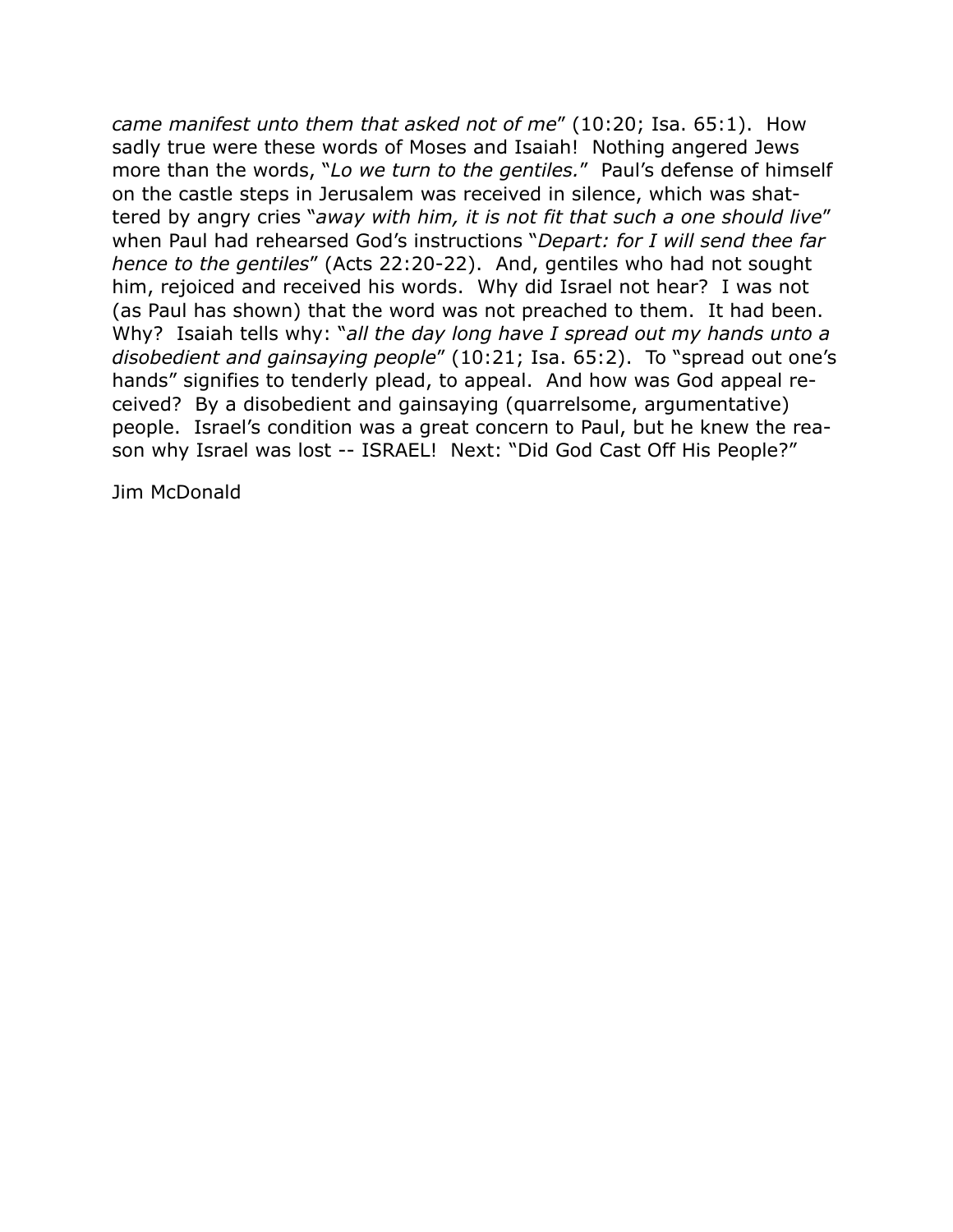*came manifest unto them that asked not of me*" (10:20; Isa. 65:1). How sadly true were these words of Moses and Isaiah! Nothing angered Jews more than the words, "*Lo we turn to the gentiles.*" Paul's defense of himself on the castle steps in Jerusalem was received in silence, which was shattered by angry cries "*away with him, it is not fit that such a one should live*" when Paul had rehearsed God's instructions "*Depart: for I will send thee far hence to the gentiles*" (Acts 22:20-22). And, gentiles who had not sought him, rejoiced and received his words. Why did Israel not hear? I was not (as Paul has shown) that the word was not preached to them. It had been. Why? Isaiah tells why: "*all the day long have I spread out my hands unto a disobedient and gainsaying people*" (10:21; Isa. 65:2). To "spread out one's hands" signifies to tenderly plead, to appeal. And how was God appeal received? By a disobedient and gainsaying (quarrelsome, argumentative) people. Israel's condition was a great concern to Paul, but he knew the reason why Israel was lost -- ISRAEL! Next: "Did God Cast Off His People?"

Jim McDonald